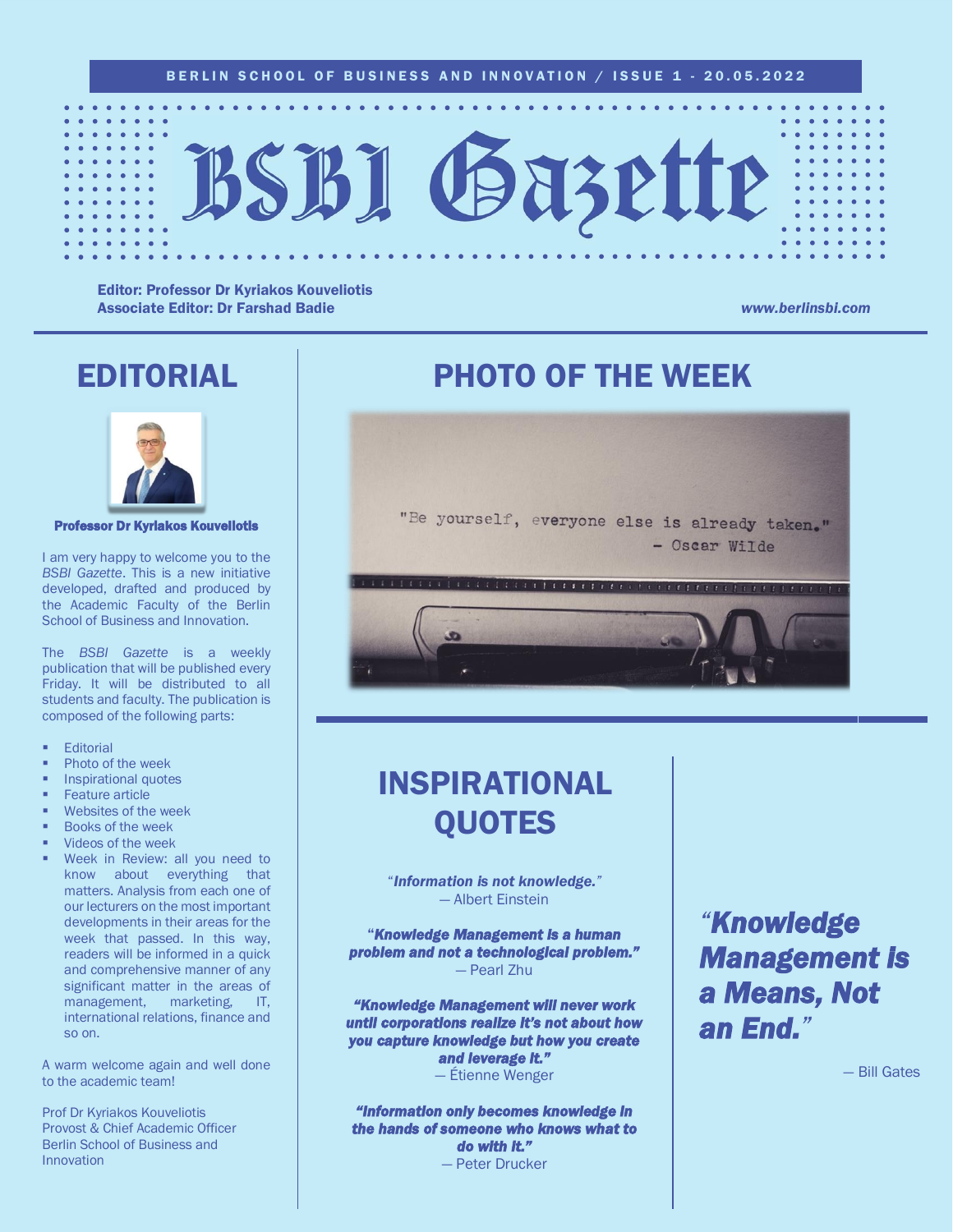BERLIN SCHOOL OF BUSINESS AND INNOVATION / ISSUE 1 - 20.05.2022

# BSBI Gazette

**Editor: Professor Dr Kyriakos Kouveliotis**
**Associate Editor: Dr Farshad Badie**

*www.berlinsbi.com*

## EDITORIAL

**Professor Dr Kyriakos Kouveliotis**

I am very happy to welcome you to the *BSBI Gazette*. This is a new initiative developed, drafted and produced by the Academic Faculty of the Berlin School of Business and Innovation.

The *BSBI Gazette* is a weekly publication that will be published every Friday. It will be distributed to all students and faculty. The publication is composed of the following parts:

- Editorial
- Photo of the week
- Inspirational quotes
- Feature article
- Websites of the week
- Books of the week
- Videos of the week
- Week in Review: all you need to know about everything that matters. Analysis from each one of our lecturers on the most important developments in their areas for the week that passed. In this way, readers will be informed in a quick and comprehensive manner of any significant matter in the areas of management, marketing, IT, international relations, finance and so on.

A warm welcome again and well done to the academic team!

Prof Dr Kyriakos Kouveliotis
Provost & Chief Academic Officer
Berlin School of Business and Innovation

## PHOTO OF THE WEEK

"Be yourself, everyone else is already taken."
– Oscar Wilde

## INSPIRATIONAL QUOTES

"***Information is not knowledge.***"
— Albert Einstein

"***Knowledge Management is a human problem and not a technological problem.***"
— Pearl Zhu

***"Knowledge Management will never work until corporations realize it's not about how you capture knowledge but how you create and leverage it."***
— Étienne Wenger

***"Information only becomes knowledge in the hands of someone who knows what to do with it."***
— Peter Drucker

***"Knowledge Management is a Means, Not an End."***
— Bill Gates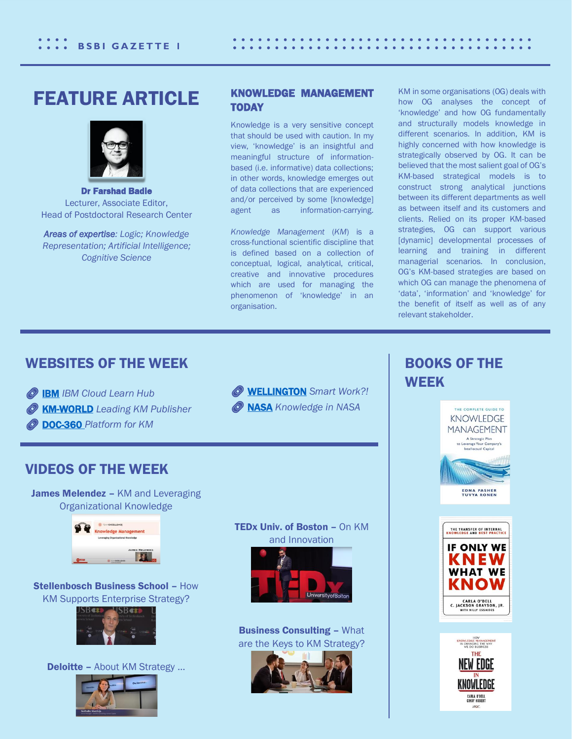# FEATURE ARTICLE

**Dr Farshad Badie**
Lecturer, Associate Editor,
Head of Postdoctoral Research Center

***Areas of expertise**: Logic; Knowledge Representation; Artificial Intelligence; Cognitive Science*

## KNOWLEDGE MANAGEMENT TODAY

Knowledge is a very sensitive concept that should be used with caution. In my view, 'knowledge' is an insightful and meaningful structure of information-based (i.e. informative) data collections; in other words, knowledge emerges out of data collections that are experienced and/or perceived by some [knowledge] agent as information-carrying.

*Knowledge Management* (*KM*) is a cross-functional scientific discipline that is defined based on a collection of conceptual, logical, analytical, critical, creative and innovative procedures which are used for managing the phenomenon of 'knowledge' in an organisation.

KM in some organisations (OG) deals with how OG analyses the concept of 'knowledge' and how OG fundamentally and structurally models knowledge in different scenarios. In addition, KM is highly concerned with how knowledge is strategically observed by OG. It can be believed that the most salient goal of OG's KM-based strategical models is to construct strong analytical junctions between its different departments as well as between itself and its customers and clients. Relied on its proper KM-based strategies, OG can support various [dynamic] developmental processes of learning and training in different managerial scenarios. In conclusion, OG's KM-based strategies are based on which OG can manage the phenomena of 'data', 'information' and 'knowledge' for the benefit of itself as well as of any relevant stakeholder.

## WEBSITES OF THE WEEK

- **IBM** *IBM Cloud Learn Hub*
- **KM-WORLD** *Leading KM Publisher*
- **DOC-360** *Platform for KM*
- **WELLINGTON** *Smart Work?!*
- **NASA** *Knowledge in NASA*

## VIDEOS OF THE WEEK

**James Melendez –** KM and Leveraging Organizational Knowledge

**TEDx Univ. of Boston –** On KM and Innovation

**Stellenbosch Business School –** How KM Supports Enterprise Strategy?

**Business Consulting –** What are the Keys to KM Strategy?

**Deloitte –** About KM Strategy ...

## BOOKS OF THE WEEK

- The Complete Guide to Knowledge Management: A Strategic Plan to Leverage Your Company's Intellectual Capital – Edna Pasher, Tuvya Ronen
- If Only We Knew What We Know: The Transfer of Internal Knowledge and Best Practice – Carla O'Dell, C. Jackson Grayson, Jr. with Nilly Essaides
- The New Edge in Knowledge: How Knowledge Management is Changing the Way We Do Business – Carla O'Dell, Cindy Hubert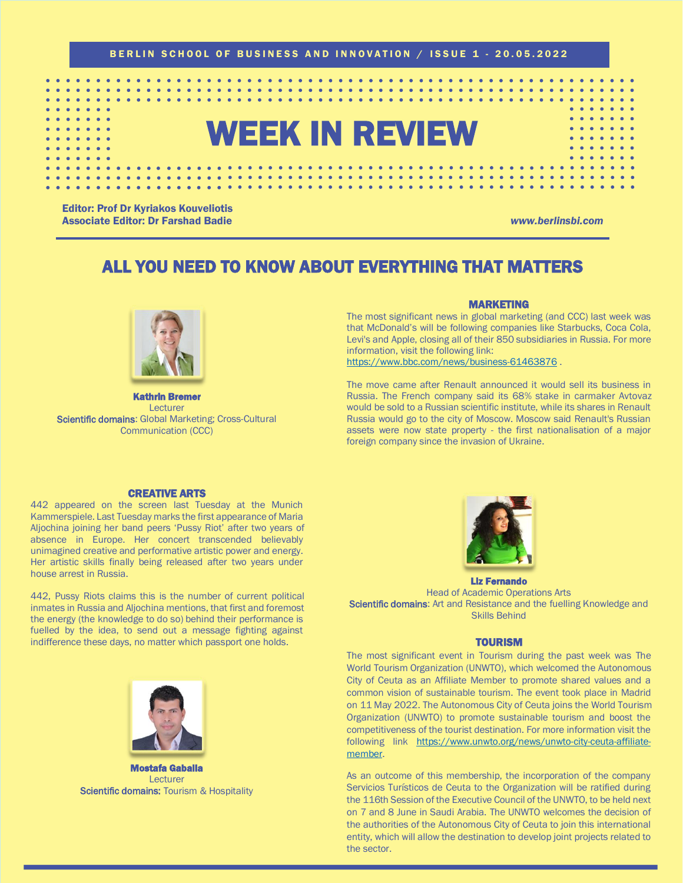# WEEK IN REVIEW

**Editor: Prof Dr Kyriakos Kouveliotis**
**Associate Editor: Dr Farshad Badie**

*www.berlinsbi.com*

## ALL YOU NEED TO KNOW ABOUT EVERYTHING THAT MATTERS

**Kathrin Bremer**
Lecturer
Scientific domains: Global Marketing; Cross-Cultural Communication (CCC)

### MARKETING

The most significant news in global marketing (and CCC) last week was that McDonald's will be following companies like Starbucks, Coca Cola, Levi's and Apple, closing all of their 850 subsidiaries in Russia. For more information, visit the following link: https://www.bbc.com/news/business-61463876 .

The move came after Renault announced it would sell its business in Russia. The French company said its 68% stake in carmaker Avtovaz would be sold to a Russian scientific institute, while its shares in Renault Russia would go to the city of Moscow. Moscow said Renault's Russian assets were now state property - the first nationalisation of a major foreign company since the invasion of Ukraine.

**Liz Fernando**
Head of Academic Operations Arts
Scientific domains: Art and Resistance and the fuelling Knowledge and Skills Behind

### CREATIVE ARTS

442 appeared on the screen last Tuesday at the Munich Kammerspiele. Last Tuesday marks the first appearance of Maria Aljochina joining her band peers 'Pussy Riot' after two years of absence in Europe. Her concert transcended believably unimagined creative and performative artistic power and energy. Her artistic skills finally being released after two years under house arrest in Russia.

442, Pussy Riots claims this is the number of current political inmates in Russia and Aljochina mentions, that first and foremost the energy (the knowledge to do so) behind their performance is fuelled by the idea, to send out a message fighting against indifference these days, no matter which passport one holds.

**Mostafa Gaballa**
Lecturer
Scientific domains: Tourism & Hospitality

### TOURISM

The most significant event in Tourism during the past week was The World Tourism Organization (UNWTO), which welcomed the Autonomous City of Ceuta as an Affiliate Member to promote shared values and a common vision of sustainable tourism. The event took place in Madrid on 11 May 2022. The Autonomous City of Ceuta joins the World Tourism Organization (UNWTO) to promote sustainable tourism and boost the competitiveness of the tourist destination. For more information visit the following link https://www.unwto.org/news/unwto-city-ceuta-affiliate-member.

As an outcome of this membership, the incorporation of the company Servicios Turísticos de Ceuta to the Organization will be ratified during the 116th Session of the Executive Council of the UNWTO, to be held next on 7 and 8 June in Saudi Arabia. The UNWTO welcomes the decision of the authorities of the Autonomous City of Ceuta to join this international entity, which will allow the destination to develop joint projects related to the sector.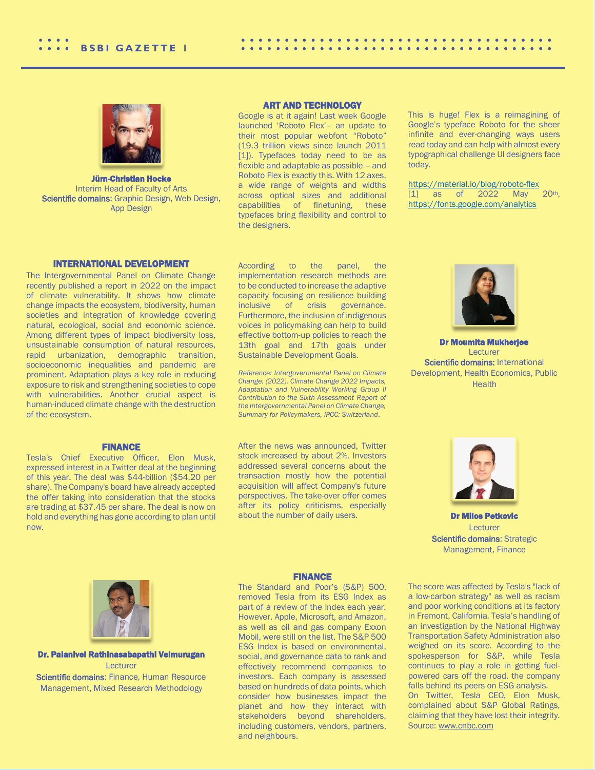## ART AND TECHNOLOGY

**Jürn-Christian Hocke**
Interim Head of Faculty of Arts
**Scientific domains**: Graphic Design, Web Design, App Design

Google is at it again! Last week Google launched 'Roboto Flex'– an update to their most popular webfont "Roboto" (19.3 trillion views since launch 2011 [1]). Typefaces today need to be as flexible and adaptable as possible – and Roboto Flex is exactly this. With 12 axes, a wide range of weights and widths across optical sizes and additional capabilities of finetuning, these typefaces bring flexibility and control to the designers.

This is huge! Flex is a reimagining of Google's typeface Roboto for the sheer infinite and ever-changing ways users read today and can help with almost every typographical challenge UI designers face today.

https://material.io/blog/roboto-flex
[1] as of 2022 May 20th, https://fonts.google.com/analytics

## INTERNATIONAL DEVELOPMENT

**Dr Moumita Mukherjee**
Lecturer
**Scientific domains:** International Development, Health Economics, Public Health

The Intergovernmental Panel on Climate Change recently published a report in 2022 on the impact of climate vulnerability. It shows how climate change impacts the ecosystem, biodiversity, human societies and integration of knowledge covering natural, ecological, social and economic science. Among different types of impact biodiversity loss, unsustainable consumption of natural resources, rapid urbanization, demographic transition, socioeconomic inequalities and pandemic are prominent. Adaptation plays a key role in reducing exposure to risk and strengthening societies to cope with vulnerabilities. Another crucial aspect is human-induced climate change with the destruction of the ecosystem.

According to the panel, the implementation research methods are to be conducted to increase the adaptive capacity focusing on resilience building inclusive of crisis governance. Furthermore, the inclusion of indigenous voices in policymaking can help to build effective bottom-up policies to reach the 13th goal and 17th goals under Sustainable Development Goals.

*Reference: Intergovernmental Panel on Climate Change. (2022). Climate Change 2022 Impacts, Adaptation and Vulnerability Working Group II Contribution to the Sixth Assessment Report of the Intergovernmental Panel on Climate Change, Summary for Policymakers, IPCC: Switzerland.*

## FINANCE

**Dr Milos Petkovic**
Lecturer
**Scientific domains**: Strategic Management, Finance

Tesla's Chief Executive Officer, Elon Musk, expressed interest in a Twitter deal at the beginning of this year. The deal was $44-billion ($54.20 per share). The Company's board have already accepted the offer taking into consideration that the stocks are trading at $37.45 per share. The deal is now on hold and everything has gone according to plan until now.

After the news was announced, Twitter stock increased by about 2%. Investors addressed several concerns about the transaction mostly how the potential acquisition will affect Company's future perspectives. The take-over offer comes after its policy criticisms, especially about the number of daily users.

## FINANCE

**Dr. Palanivel Rathinasabapathi Velmurugan**
Lecturer
**Scientific domains**: Finance, Human Resource Management, Mixed Research Methodology

The Standard and Poor's (S&P) 500, removed Tesla from its ESG Index as part of a review of the index each year. However, Apple, Microsoft, and Amazon, as well as oil and gas company Exxon Mobil, were still on the list. The S&P 500 ESG Index is based on environmental, social, and governance data to rank and effectively recommend companies to investors. Each company is assessed based on hundreds of data points, which consider how businesses impact the planet and how they interact with stakeholders beyond shareholders, including customers, vendors, partners, and neighbours.

The score was affected by Tesla's "lack of a low-carbon strategy" as well as racism and poor working conditions at its factory in Fremont, California. Tesla's handling of an investigation by the National Highway Transportation Safety Administration also weighed on its score. According to the spokesperson for S&P, while Tesla continues to play a role in getting fuel-powered cars off the road, the company falls behind its peers on ESG analysis.
On Twitter, Tesla CEO, Elon Musk, complained about S&P Global Ratings, claiming that they have lost their integrity.
Source: www.cnbc.com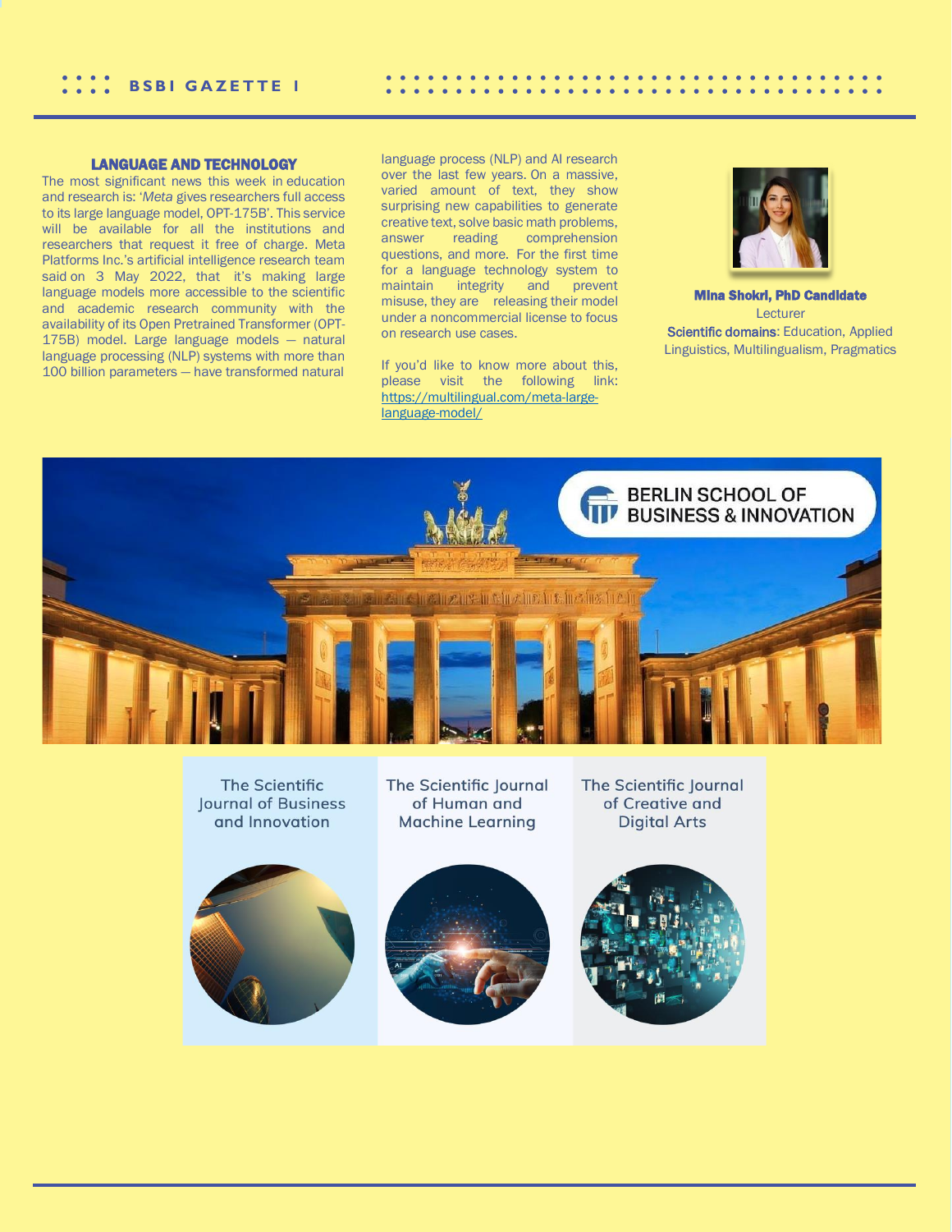## LANGUAGE AND TECHNOLOGY

The most significant news this week in education and research is: '*Meta* gives researchers full access to its large language model, OPT-175B'. This service will be available for all the institutions and researchers that request it free of charge. Meta Platforms Inc.'s artificial intelligence research team said on 3 May 2022, that it's making large language models more accessible to the scientific and academic research community with the availability of its Open Pretrained Transformer (OPT-175B) model. Large language models — natural language processing (NLP) systems with more than 100 billion parameters — have transformed natural language process (NLP) and AI research over the last few years. On a massive, varied amount of text, they show surprising new capabilities to generate creative text, solve basic math problems, answer reading comprehension questions, and more. For the first time for a language technology system to maintain integrity and prevent misuse, they are releasing their model under a noncommercial license to focus on research use cases.

If you'd like to know more about this, please visit the following link: https://multilingual.com/meta-large-language-model/

**Mina Shokri, PhD Candidate**
Lecturer
**Scientific domains**: Education, Applied Linguistics, Multilingualism, Pragmatics

BERLIN SCHOOL OF BUSINESS & INNOVATION

The Scientific Journal of Business and Innovation

The Scientific Journal of Human and Machine Learning

The Scientific Journal of Creative and Digital Arts